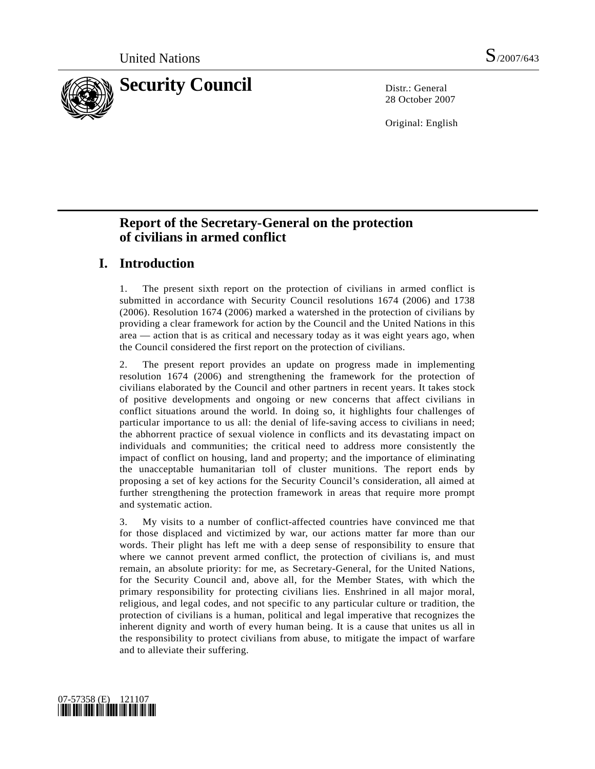United Nations S/2007/643

# Security Council

Distr.: General
28 October 2007

Original: English

## Report of the Secretary-General on the protection of civilians in armed conflict

## I. Introduction

1. The present sixth report on the protection of civilians in armed conflict is submitted in accordance with Security Council resolutions 1674 (2006) and 1738 (2006). Resolution 1674 (2006) marked a watershed in the protection of civilians by providing a clear framework for action by the Council and the United Nations in this area — action that is as critical and necessary today as it was eight years ago, when the Council considered the first report on the protection of civilians.

2. The present report provides an update on progress made in implementing resolution 1674 (2006) and strengthening the framework for the protection of civilians elaborated by the Council and other partners in recent years. It takes stock of positive developments and ongoing or new concerns that affect civilians in conflict situations around the world. In doing so, it highlights four challenges of particular importance to us all: the denial of life-saving access to civilians in need; the abhorrent practice of sexual violence in conflicts and its devastating impact on individuals and communities; the critical need to address more consistently the impact of conflict on housing, land and property; and the importance of eliminating the unacceptable humanitarian toll of cluster munitions. The report ends by proposing a set of key actions for the Security Council's consideration, all aimed at further strengthening the protection framework in areas that require more prompt and systematic action.

3. My visits to a number of conflict-affected countries have convinced me that for those displaced and victimized by war, our actions matter far more than our words. Their plight has left me with a deep sense of responsibility to ensure that where we cannot prevent armed conflict, the protection of civilians is, and must remain, an absolute priority: for me, as Secretary-General, for the United Nations, for the Security Council and, above all, for the Member States, with which the primary responsibility for protecting civilians lies. Enshrined in all major moral, religious, and legal codes, and not specific to any particular culture or tradition, the protection of civilians is a human, political and legal imperative that recognizes the inherent dignity and worth of every human being. It is a cause that unites us all in the responsibility to protect civilians from abuse, to mitigate the impact of warfare and to alleviate their suffering.

07-57358 (E) 121107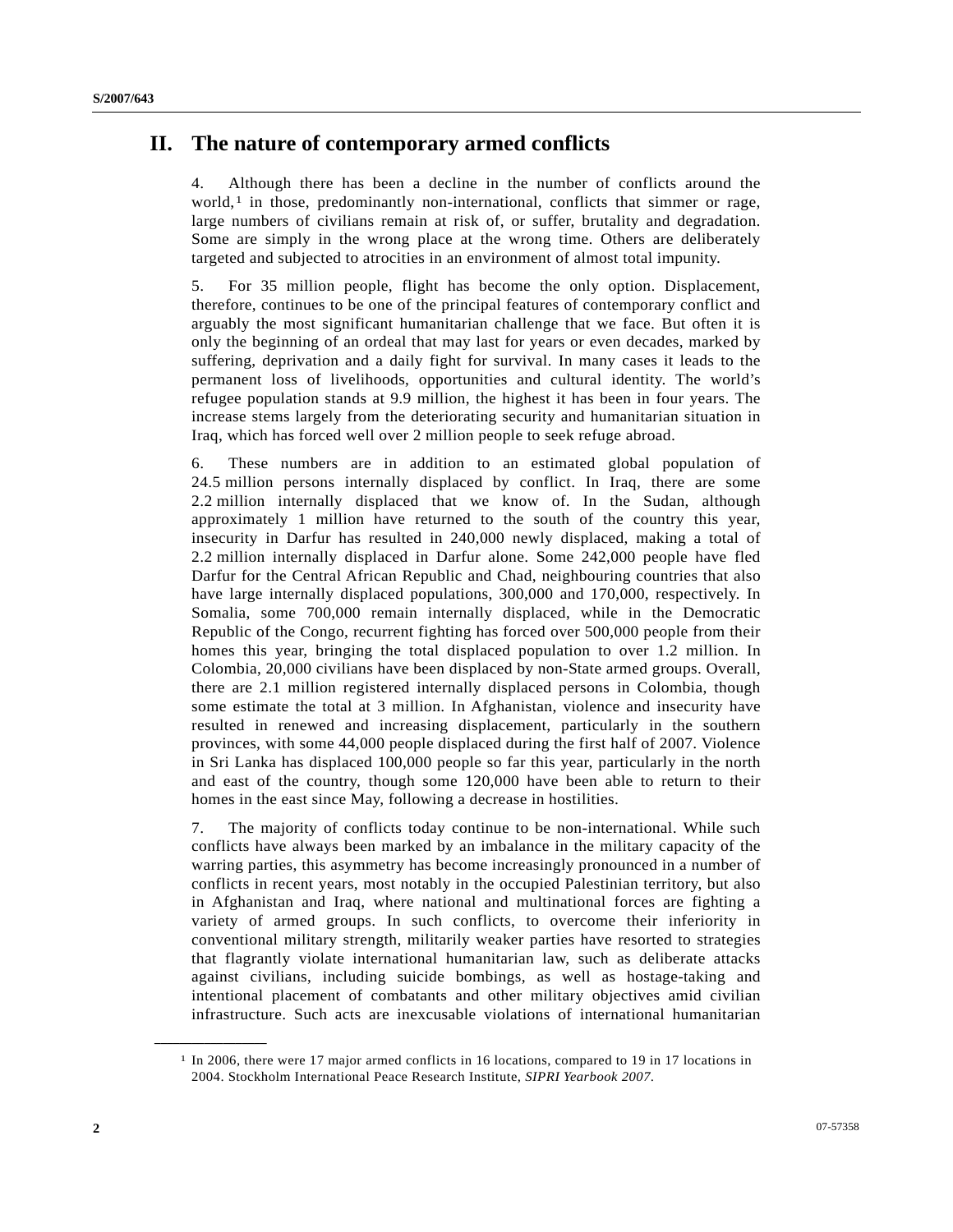## II. The nature of contemporary armed conflicts

4. Although there has been a decline in the number of conflicts around the world,[1] in those, predominantly non-international, conflicts that simmer or rage, large numbers of civilians remain at risk of, or suffer, brutality and degradation. Some are simply in the wrong place at the wrong time. Others are deliberately targeted and subjected to atrocities in an environment of almost total impunity.

5. For 35 million people, flight has become the only option. Displacement, therefore, continues to be one of the principal features of contemporary conflict and arguably the most significant humanitarian challenge that we face. But often it is only the beginning of an ordeal that may last for years or even decades, marked by suffering, deprivation and a daily fight for survival. In many cases it leads to the permanent loss of livelihoods, opportunities and cultural identity. The world's refugee population stands at 9.9 million, the highest it has been in four years. The increase stems largely from the deteriorating security and humanitarian situation in Iraq, which has forced well over 2 million people to seek refuge abroad.

6. These numbers are in addition to an estimated global population of 24.5 million persons internally displaced by conflict. In Iraq, there are some 2.2 million internally displaced that we know of. In the Sudan, although approximately 1 million have returned to the south of the country this year, insecurity in Darfur has resulted in 240,000 newly displaced, making a total of 2.2 million internally displaced in Darfur alone. Some 242,000 people have fled Darfur for the Central African Republic and Chad, neighbouring countries that also have large internally displaced populations, 300,000 and 170,000, respectively. In Somalia, some 700,000 remain internally displaced, while in the Democratic Republic of the Congo, recurrent fighting has forced over 500,000 people from their homes this year, bringing the total displaced population to over 1.2 million. In Colombia, 20,000 civilians have been displaced by non-State armed groups. Overall, there are 2.1 million registered internally displaced persons in Colombia, though some estimate the total at 3 million. In Afghanistan, violence and insecurity have resulted in renewed and increasing displacement, particularly in the southern provinces, with some 44,000 people displaced during the first half of 2007. Violence in Sri Lanka has displaced 100,000 people so far this year, particularly in the north and east of the country, though some 120,000 have been able to return to their homes in the east since May, following a decrease in hostilities.

7. The majority of conflicts today continue to be non-international. While such conflicts have always been marked by an imbalance in the military capacity of the warring parties, this asymmetry has become increasingly pronounced in a number of conflicts in recent years, most notably in the occupied Palestinian territory, but also in Afghanistan and Iraq, where national and multinational forces are fighting a variety of armed groups. In such conflicts, to overcome their inferiority in conventional military strength, militarily weaker parties have resorted to strategies that flagrantly violate international humanitarian law, such as deliberate attacks against civilians, including suicide bombings, as well as hostage-taking and intentional placement of combatants and other military objectives amid civilian infrastructure. Such acts are inexcusable violations of international humanitarian

---

[1] In 2006, there were 17 major armed conflicts in 16 locations, compared to 19 in 17 locations in 2004. Stockholm International Peace Research Institute, *SIPRI Yearbook 2007*.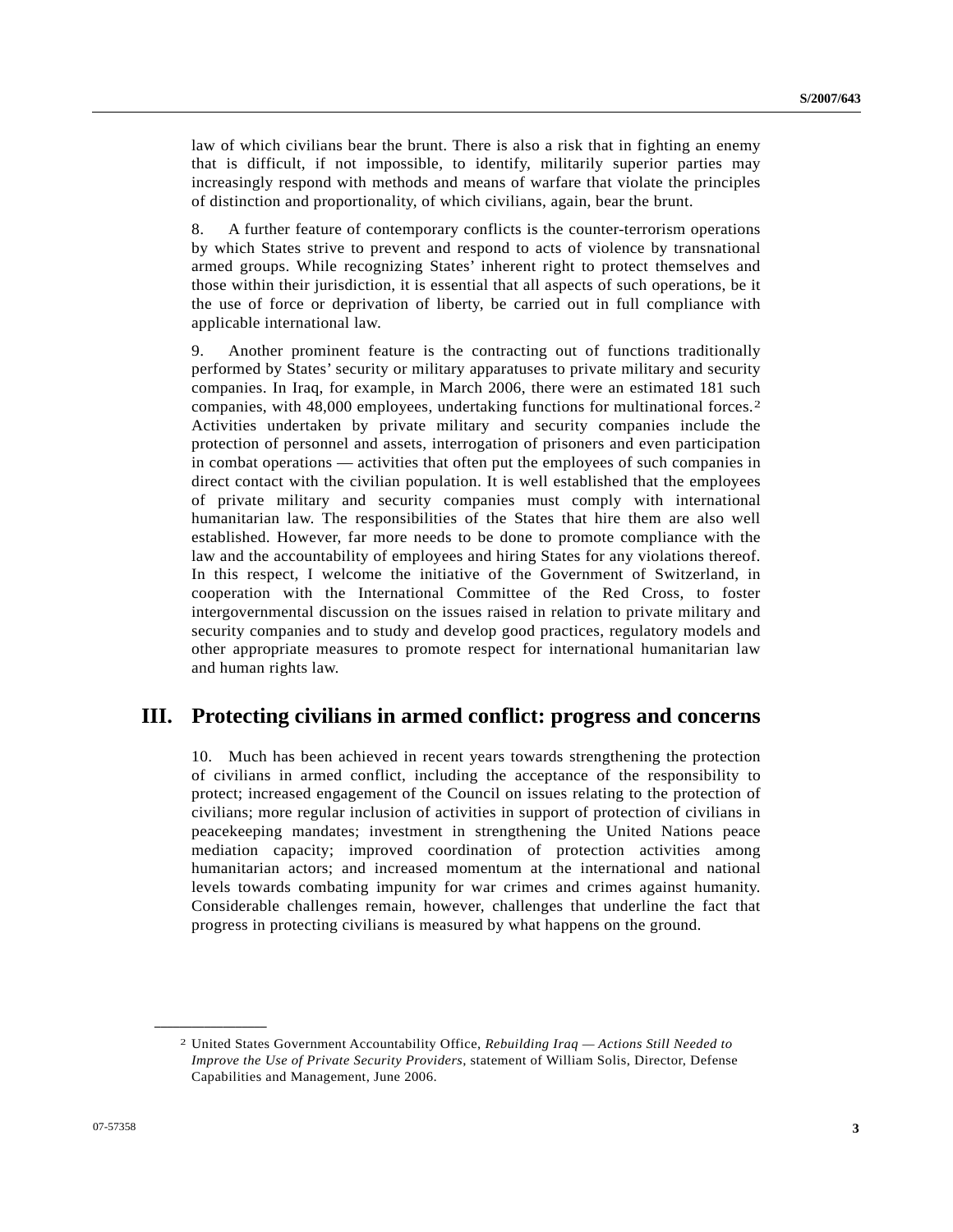law of which civilians bear the brunt. There is also a risk that in fighting an enemy that is difficult, if not impossible, to identify, militarily superior parties may increasingly respond with methods and means of warfare that violate the principles of distinction and proportionality, of which civilians, again, bear the brunt.

8. A further feature of contemporary conflicts is the counter-terrorism operations by which States strive to prevent and respond to acts of violence by transnational armed groups. While recognizing States' inherent right to protect themselves and those within their jurisdiction, it is essential that all aspects of such operations, be it the use of force or deprivation of liberty, be carried out in full compliance with applicable international law.

9. Another prominent feature is the contracting out of functions traditionally performed by States' security or military apparatuses to private military and security companies. In Iraq, for example, in March 2006, there were an estimated 181 such companies, with 48,000 employees, undertaking functions for multinational forces.[2] Activities undertaken by private military and security companies include the protection of personnel and assets, interrogation of prisoners and even participation in combat operations — activities that often put the employees of such companies in direct contact with the civilian population. It is well established that the employees of private military and security companies must comply with international humanitarian law. The responsibilities of the States that hire them are also well established. However, far more needs to be done to promote compliance with the law and the accountability of employees and hiring States for any violations thereof. In this respect, I welcome the initiative of the Government of Switzerland, in cooperation with the International Committee of the Red Cross, to foster intergovernmental discussion on the issues raised in relation to private military and security companies and to study and develop good practices, regulatory models and other appropriate measures to promote respect for international humanitarian law and human rights law.

## III. Protecting civilians in armed conflict: progress and concerns

10. Much has been achieved in recent years towards strengthening the protection of civilians in armed conflict, including the acceptance of the responsibility to protect; increased engagement of the Council on issues relating to the protection of civilians; more regular inclusion of activities in support of protection of civilians in peacekeeping mandates; investment in strengthening the United Nations peace mediation capacity; improved coordination of protection activities among humanitarian actors; and increased momentum at the international and national levels towards combating impunity for war crimes and crimes against humanity. Considerable challenges remain, however, challenges that underline the fact that progress in protecting civilians is measured by what happens on the ground.

---

[2] United States Government Accountability Office, *Rebuilding Iraq — Actions Still Needed to Improve the Use of Private Security Providers*, statement of William Solis, Director, Defense Capabilities and Management, June 2006.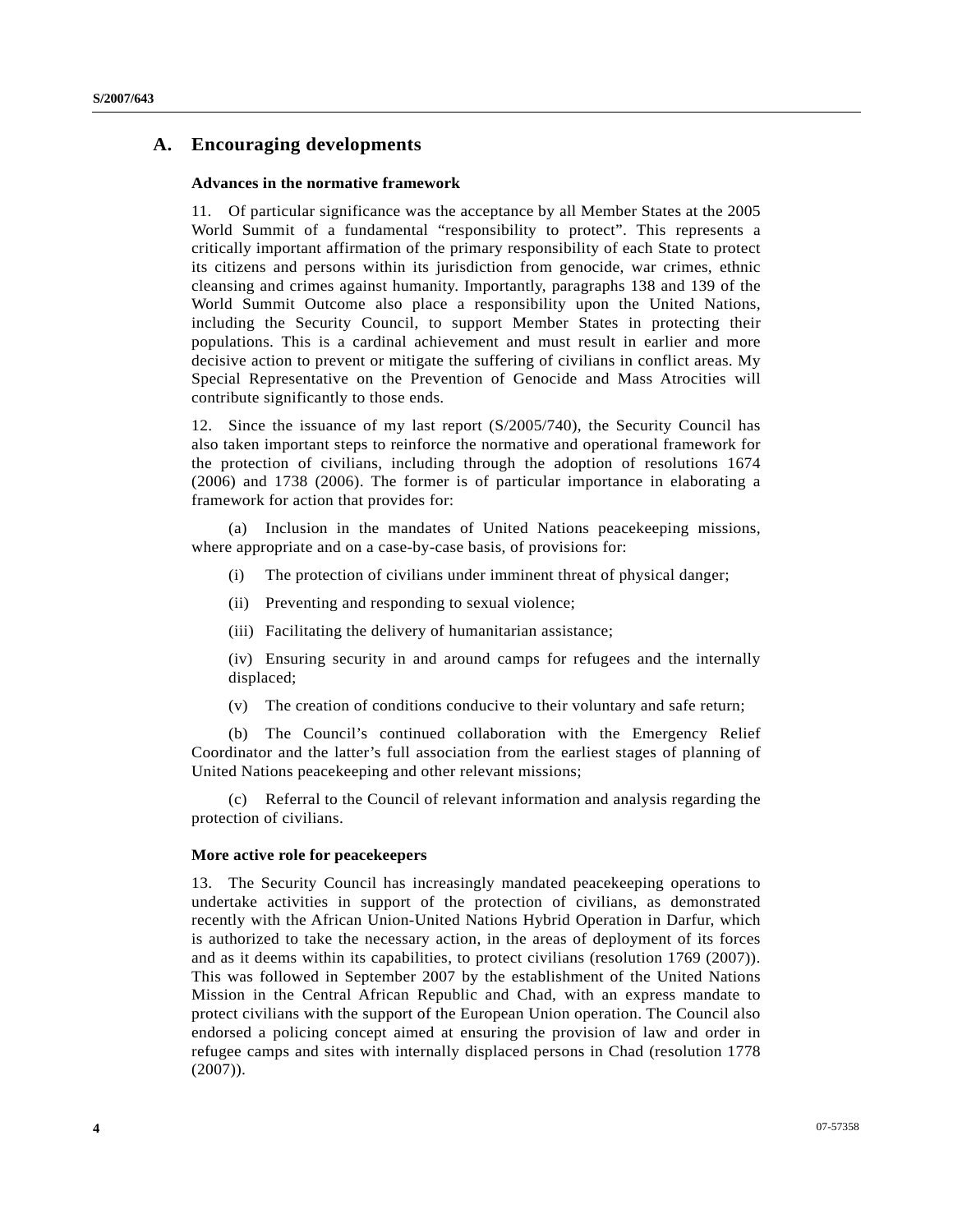## A. Encouraging developments

### Advances in the normative framework

11. Of particular significance was the acceptance by all Member States at the 2005 World Summit of a fundamental "responsibility to protect". This represents a critically important affirmation of the primary responsibility of each State to protect its citizens and persons within its jurisdiction from genocide, war crimes, ethnic cleansing and crimes against humanity. Importantly, paragraphs 138 and 139 of the World Summit Outcome also place a responsibility upon the United Nations, including the Security Council, to support Member States in protecting their populations. This is a cardinal achievement and must result in earlier and more decisive action to prevent or mitigate the suffering of civilians in conflict areas. My Special Representative on the Prevention of Genocide and Mass Atrocities will contribute significantly to those ends.

12. Since the issuance of my last report (S/2005/740), the Security Council has also taken important steps to reinforce the normative and operational framework for the protection of civilians, including through the adoption of resolutions 1674 (2006) and 1738 (2006). The former is of particular importance in elaborating a framework for action that provides for:

(a) Inclusion in the mandates of United Nations peacekeeping missions, where appropriate and on a case-by-case basis, of provisions for:

(i) The protection of civilians under imminent threat of physical danger;

(ii) Preventing and responding to sexual violence;

(iii) Facilitating the delivery of humanitarian assistance;

(iv) Ensuring security in and around camps for refugees and the internally displaced;

(v) The creation of conditions conducive to their voluntary and safe return;

(b) The Council's continued collaboration with the Emergency Relief Coordinator and the latter's full association from the earliest stages of planning of United Nations peacekeeping and other relevant missions;

(c) Referral to the Council of relevant information and analysis regarding the protection of civilians.

### More active role for peacekeepers

13. The Security Council has increasingly mandated peacekeeping operations to undertake activities in support of the protection of civilians, as demonstrated recently with the African Union-United Nations Hybrid Operation in Darfur, which is authorized to take the necessary action, in the areas of deployment of its forces and as it deems within its capabilities, to protect civilians (resolution 1769 (2007)). This was followed in September 2007 by the establishment of the United Nations Mission in the Central African Republic and Chad, with an express mandate to protect civilians with the support of the European Union operation. The Council also endorsed a policing concept aimed at ensuring the provision of law and order in refugee camps and sites with internally displaced persons in Chad (resolution 1778 (2007)).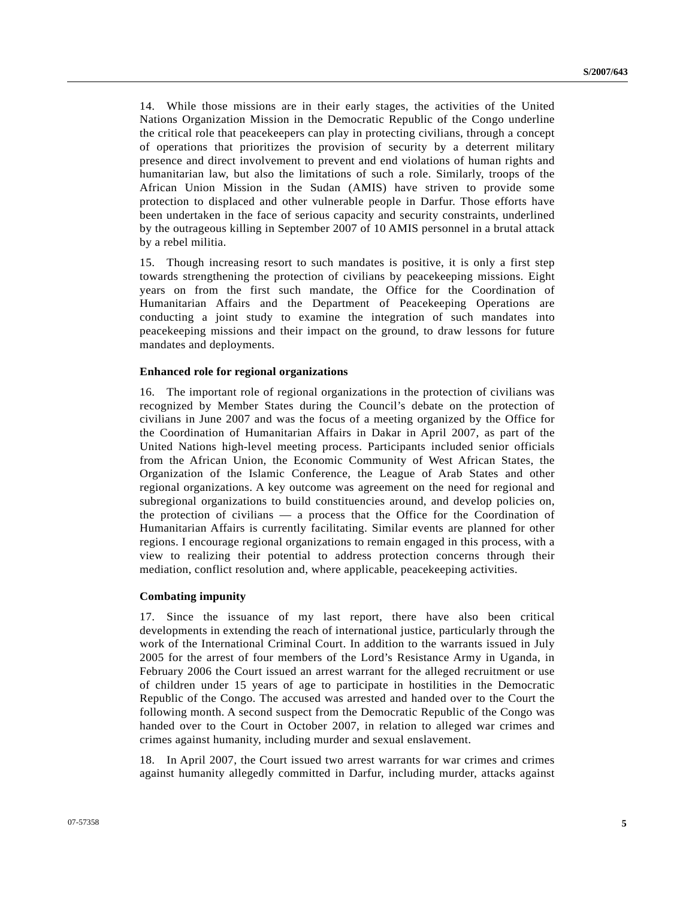14. While those missions are in their early stages, the activities of the United Nations Organization Mission in the Democratic Republic of the Congo underline the critical role that peacekeepers can play in protecting civilians, through a concept of operations that prioritizes the provision of security by a deterrent military presence and direct involvement to prevent and end violations of human rights and humanitarian law, but also the limitations of such a role. Similarly, troops of the African Union Mission in the Sudan (AMIS) have striven to provide some protection to displaced and other vulnerable people in Darfur. Those efforts have been undertaken in the face of serious capacity and security constraints, underlined by the outrageous killing in September 2007 of 10 AMIS personnel in a brutal attack by a rebel militia.

15. Though increasing resort to such mandates is positive, it is only a first step towards strengthening the protection of civilians by peacekeeping missions. Eight years on from the first such mandate, the Office for the Coordination of Humanitarian Affairs and the Department of Peacekeeping Operations are conducting a joint study to examine the integration of such mandates into peacekeeping missions and their impact on the ground, to draw lessons for future mandates and deployments.

**Enhanced role for regional organizations**

16. The important role of regional organizations in the protection of civilians was recognized by Member States during the Council's debate on the protection of civilians in June 2007 and was the focus of a meeting organized by the Office for the Coordination of Humanitarian Affairs in Dakar in April 2007, as part of the United Nations high-level meeting process. Participants included senior officials from the African Union, the Economic Community of West African States, the Organization of the Islamic Conference, the League of Arab States and other regional organizations. A key outcome was agreement on the need for regional and subregional organizations to build constituencies around, and develop policies on, the protection of civilians — a process that the Office for the Coordination of Humanitarian Affairs is currently facilitating. Similar events are planned for other regions. I encourage regional organizations to remain engaged in this process, with a view to realizing their potential to address protection concerns through their mediation, conflict resolution and, where applicable, peacekeeping activities.

**Combating impunity**

17. Since the issuance of my last report, there have also been critical developments in extending the reach of international justice, particularly through the work of the International Criminal Court. In addition to the warrants issued in July 2005 for the arrest of four members of the Lord's Resistance Army in Uganda, in February 2006 the Court issued an arrest warrant for the alleged recruitment or use of children under 15 years of age to participate in hostilities in the Democratic Republic of the Congo. The accused was arrested and handed over to the Court the following month. A second suspect from the Democratic Republic of the Congo was handed over to the Court in October 2007, in relation to alleged war crimes and crimes against humanity, including murder and sexual enslavement.

18. In April 2007, the Court issued two arrest warrants for war crimes and crimes against humanity allegedly committed in Darfur, including murder, attacks against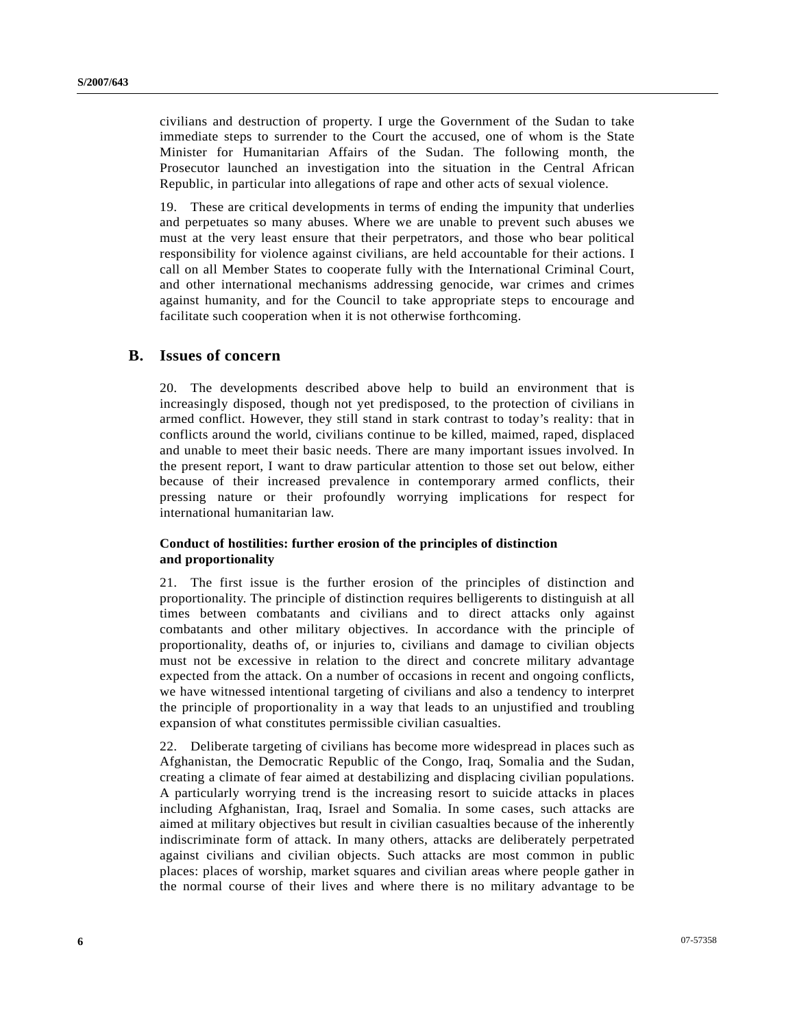civilians and destruction of property. I urge the Government of the Sudan to take immediate steps to surrender to the Court the accused, one of whom is the State Minister for Humanitarian Affairs of the Sudan. The following month, the Prosecutor launched an investigation into the situation in the Central African Republic, in particular into allegations of rape and other acts of sexual violence.

19. These are critical developments in terms of ending the impunity that underlies and perpetuates so many abuses. Where we are unable to prevent such abuses we must at the very least ensure that their perpetrators, and those who bear political responsibility for violence against civilians, are held accountable for their actions. I call on all Member States to cooperate fully with the International Criminal Court, and other international mechanisms addressing genocide, war crimes and crimes against humanity, and for the Council to take appropriate steps to encourage and facilitate such cooperation when it is not otherwise forthcoming.

## B. Issues of concern

20. The developments described above help to build an environment that is increasingly disposed, though not yet predisposed, to the protection of civilians in armed conflict. However, they still stand in stark contrast to today's reality: that in conflicts around the world, civilians continue to be killed, maimed, raped, displaced and unable to meet their basic needs. There are many important issues involved. In the present report, I want to draw particular attention to those set out below, either because of their increased prevalence in contemporary armed conflicts, their pressing nature or their profoundly worrying implications for respect for international humanitarian law.

### Conduct of hostilities: further erosion of the principles of distinction and proportionality

21. The first issue is the further erosion of the principles of distinction and proportionality. The principle of distinction requires belligerents to distinguish at all times between combatants and civilians and to direct attacks only against combatants and other military objectives. In accordance with the principle of proportionality, deaths of, or injuries to, civilians and damage to civilian objects must not be excessive in relation to the direct and concrete military advantage expected from the attack. On a number of occasions in recent and ongoing conflicts, we have witnessed intentional targeting of civilians and also a tendency to interpret the principle of proportionality in a way that leads to an unjustified and troubling expansion of what constitutes permissible civilian casualties.

22. Deliberate targeting of civilians has become more widespread in places such as Afghanistan, the Democratic Republic of the Congo, Iraq, Somalia and the Sudan, creating a climate of fear aimed at destabilizing and displacing civilian populations. A particularly worrying trend is the increasing resort to suicide attacks in places including Afghanistan, Iraq, Israel and Somalia. In some cases, such attacks are aimed at military objectives but result in civilian casualties because of the inherently indiscriminate form of attack. In many others, attacks are deliberately perpetrated against civilians and civilian objects. Such attacks are most common in public places: places of worship, market squares and civilian areas where people gather in the normal course of their lives and where there is no military advantage to be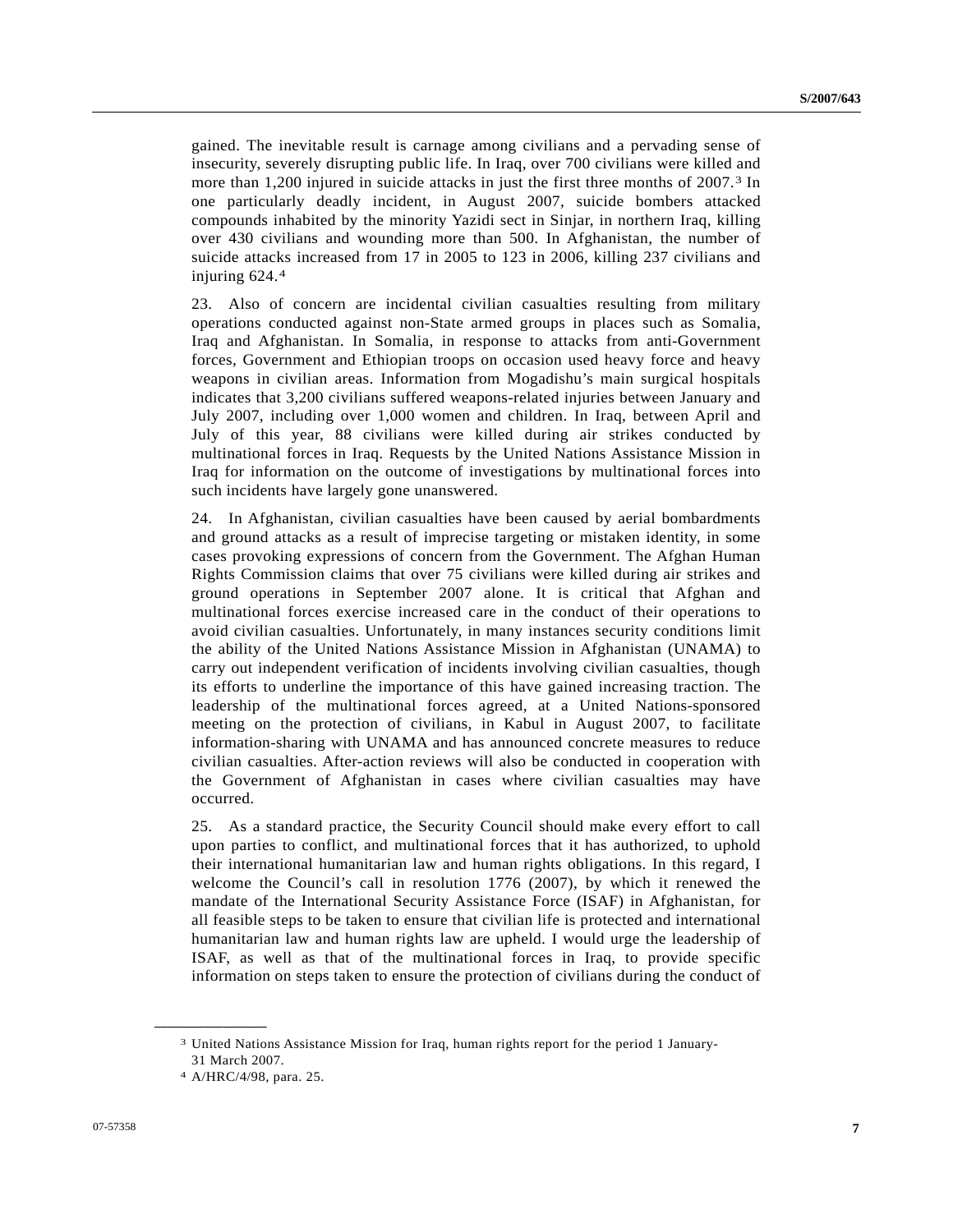gained. The inevitable result is carnage among civilians and a pervading sense of insecurity, severely disrupting public life. In Iraq, over 700 civilians were killed and more than 1,200 injured in suicide attacks in just the first three months of 2007.[3] In one particularly deadly incident, in August 2007, suicide bombers attacked compounds inhabited by the minority Yazidi sect in Sinjar, in northern Iraq, killing over 430 civilians and wounding more than 500. In Afghanistan, the number of suicide attacks increased from 17 in 2005 to 123 in 2006, killing 237 civilians and injuring 624.[4]

23. Also of concern are incidental civilian casualties resulting from military operations conducted against non-State armed groups in places such as Somalia, Iraq and Afghanistan. In Somalia, in response to attacks from anti-Government forces, Government and Ethiopian troops on occasion used heavy force and heavy weapons in civilian areas. Information from Mogadishu's main surgical hospitals indicates that 3,200 civilians suffered weapons-related injuries between January and July 2007, including over 1,000 women and children. In Iraq, between April and July of this year, 88 civilians were killed during air strikes conducted by multinational forces in Iraq. Requests by the United Nations Assistance Mission in Iraq for information on the outcome of investigations by multinational forces into such incidents have largely gone unanswered.

24. In Afghanistan, civilian casualties have been caused by aerial bombardments and ground attacks as a result of imprecise targeting or mistaken identity, in some cases provoking expressions of concern from the Government. The Afghan Human Rights Commission claims that over 75 civilians were killed during air strikes and ground operations in September 2007 alone. It is critical that Afghan and multinational forces exercise increased care in the conduct of their operations to avoid civilian casualties. Unfortunately, in many instances security conditions limit the ability of the United Nations Assistance Mission in Afghanistan (UNAMA) to carry out independent verification of incidents involving civilian casualties, though its efforts to underline the importance of this have gained increasing traction. The leadership of the multinational forces agreed, at a United Nations-sponsored meeting on the protection of civilians, in Kabul in August 2007, to facilitate information-sharing with UNAMA and has announced concrete measures to reduce civilian casualties. After-action reviews will also be conducted in cooperation with the Government of Afghanistan in cases where civilian casualties may have occurred.

25. As a standard practice, the Security Council should make every effort to call upon parties to conflict, and multinational forces that it has authorized, to uphold their international humanitarian law and human rights obligations. In this regard, I welcome the Council's call in resolution 1776 (2007), by which it renewed the mandate of the International Security Assistance Force (ISAF) in Afghanistan, for all feasible steps to be taken to ensure that civilian life is protected and international humanitarian law and human rights law are upheld. I would urge the leadership of ISAF, as well as that of the multinational forces in Iraq, to provide specific information on steps taken to ensure the protection of civilians during the conduct of

---

[3] United Nations Assistance Mission for Iraq, human rights report for the period 1 January-31 March 2007.

[4] A/HRC/4/98, para. 25.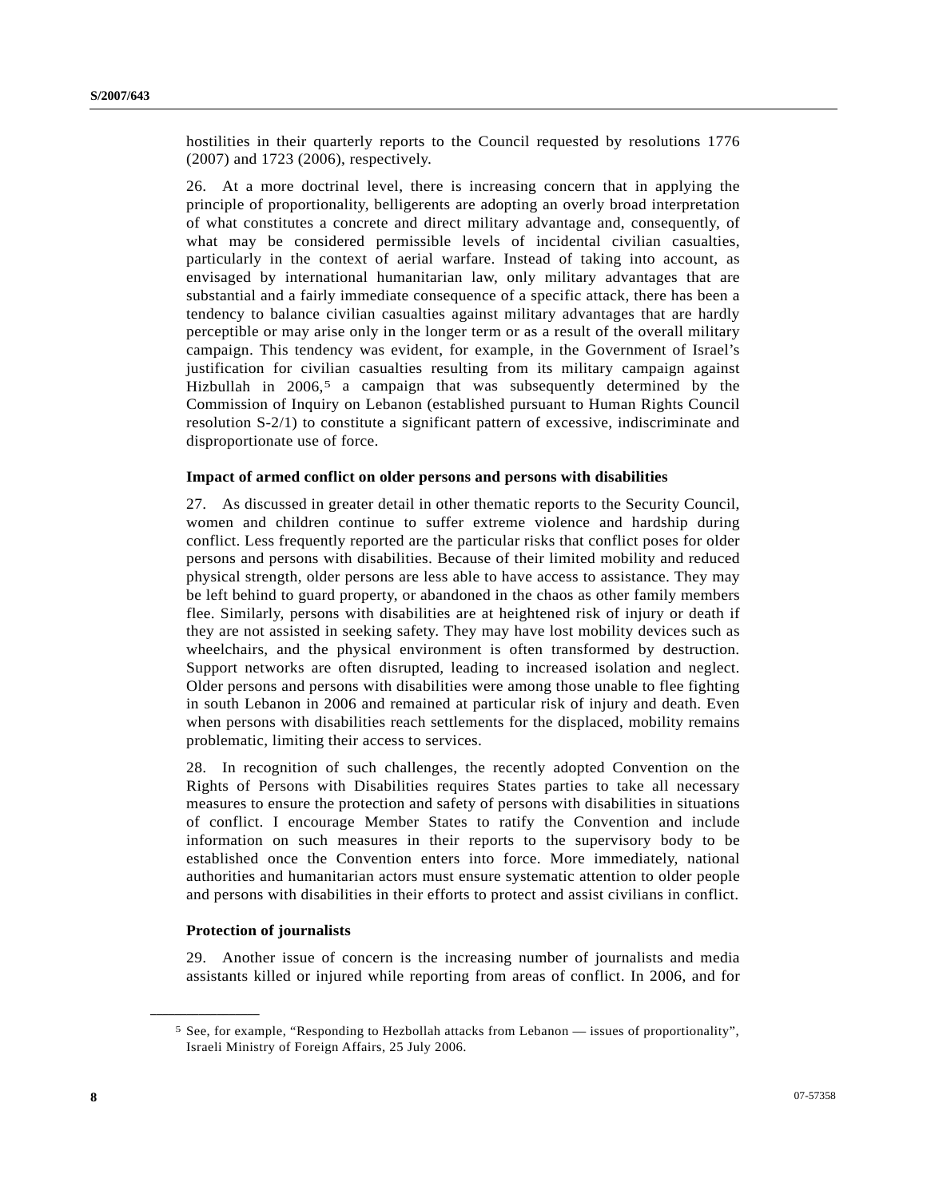hostilities in their quarterly reports to the Council requested by resolutions 1776 (2007) and 1723 (2006), respectively.

26. At a more doctrinal level, there is increasing concern that in applying the principle of proportionality, belligerents are adopting an overly broad interpretation of what constitutes a concrete and direct military advantage and, consequently, of what may be considered permissible levels of incidental civilian casualties, particularly in the context of aerial warfare. Instead of taking into account, as envisaged by international humanitarian law, only military advantages that are substantial and a fairly immediate consequence of a specific attack, there has been a tendency to balance civilian casualties against military advantages that are hardly perceptible or may arise only in the longer term or as a result of the overall military campaign. This tendency was evident, for example, in the Government of Israel's justification for civilian casualties resulting from its military campaign against Hizbullah in 2006,[5] a campaign that was subsequently determined by the Commission of Inquiry on Lebanon (established pursuant to Human Rights Council resolution S-2/1) to constitute a significant pattern of excessive, indiscriminate and disproportionate use of force.

**Impact of armed conflict on older persons and persons with disabilities**

27. As discussed in greater detail in other thematic reports to the Security Council, women and children continue to suffer extreme violence and hardship during conflict. Less frequently reported are the particular risks that conflict poses for older persons and persons with disabilities. Because of their limited mobility and reduced physical strength, older persons are less able to have access to assistance. They may be left behind to guard property, or abandoned in the chaos as other family members flee. Similarly, persons with disabilities are at heightened risk of injury or death if they are not assisted in seeking safety. They may have lost mobility devices such as wheelchairs, and the physical environment is often transformed by destruction. Support networks are often disrupted, leading to increased isolation and neglect. Older persons and persons with disabilities were among those unable to flee fighting in south Lebanon in 2006 and remained at particular risk of injury and death. Even when persons with disabilities reach settlements for the displaced, mobility remains problematic, limiting their access to services.

28. In recognition of such challenges, the recently adopted Convention on the Rights of Persons with Disabilities requires States parties to take all necessary measures to ensure the protection and safety of persons with disabilities in situations of conflict. I encourage Member States to ratify the Convention and include information on such measures in their reports to the supervisory body to be established once the Convention enters into force. More immediately, national authorities and humanitarian actors must ensure systematic attention to older people and persons with disabilities in their efforts to protect and assist civilians in conflict.

**Protection of journalists**

29. Another issue of concern is the increasing number of journalists and media assistants killed or injured while reporting from areas of conflict. In 2006, and for

---

[5] See, for example, "Responding to Hezbollah attacks from Lebanon — issues of proportionality", Israeli Ministry of Foreign Affairs, 25 July 2006.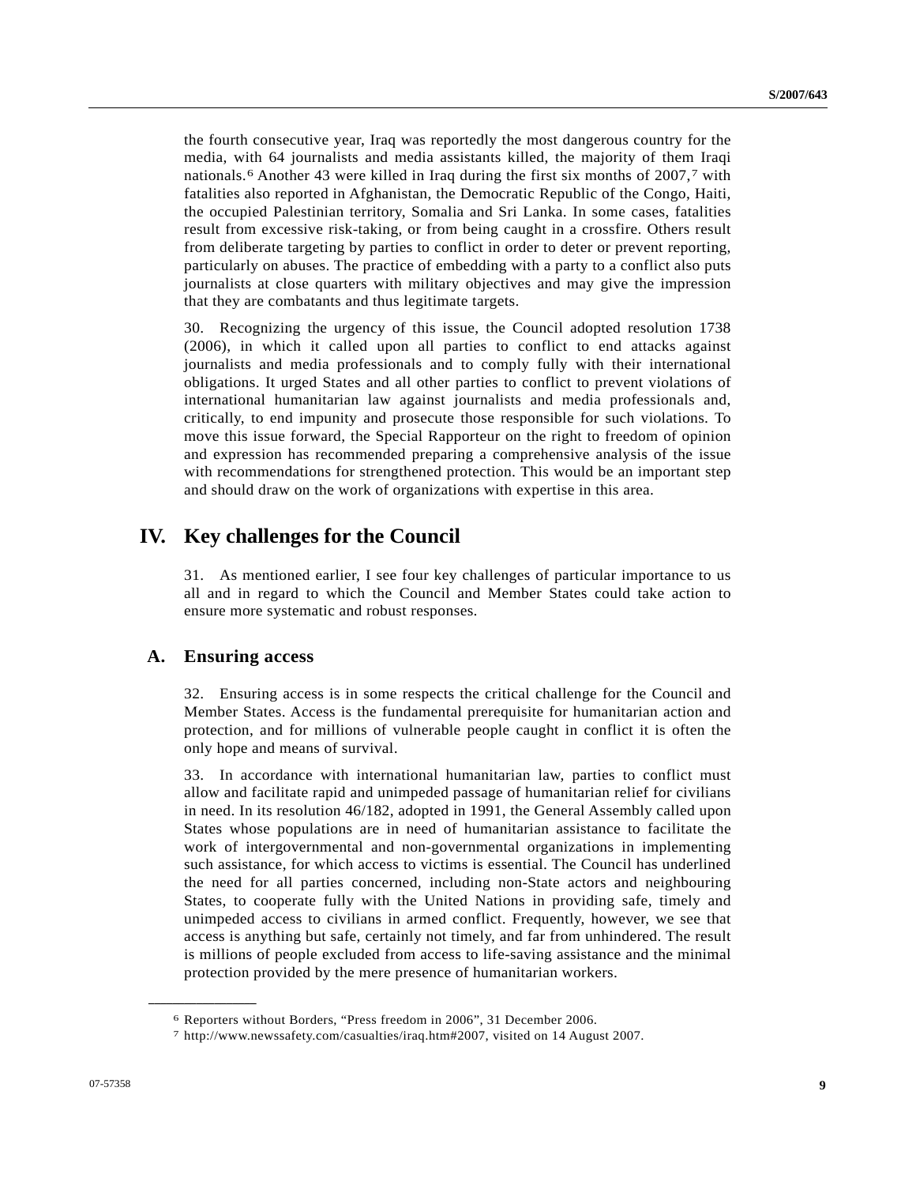the fourth consecutive year, Iraq was reportedly the most dangerous country for the media, with 64 journalists and media assistants killed, the majority of them Iraqi nationals.[6] Another 43 were killed in Iraq during the first six months of 2007,[7] with fatalities also reported in Afghanistan, the Democratic Republic of the Congo, Haiti, the occupied Palestinian territory, Somalia and Sri Lanka. In some cases, fatalities result from excessive risk-taking, or from being caught in a crossfire. Others result from deliberate targeting by parties to conflict in order to deter or prevent reporting, particularly on abuses. The practice of embedding with a party to a conflict also puts journalists at close quarters with military objectives and may give the impression that they are combatants and thus legitimate targets.

30. Recognizing the urgency of this issue, the Council adopted resolution 1738 (2006), in which it called upon all parties to conflict to end attacks against journalists and media professionals and to comply fully with their international obligations. It urged States and all other parties to conflict to prevent violations of international humanitarian law against journalists and media professionals and, critically, to end impunity and prosecute those responsible for such violations. To move this issue forward, the Special Rapporteur on the right to freedom of opinion and expression has recommended preparing a comprehensive analysis of the issue with recommendations for strengthened protection. This would be an important step and should draw on the work of organizations with expertise in this area.

# IV. Key challenges for the Council

31. As mentioned earlier, I see four key challenges of particular importance to us all and in regard to which the Council and Member States could take action to ensure more systematic and robust responses.

## A. Ensuring access

32. Ensuring access is in some respects the critical challenge for the Council and Member States. Access is the fundamental prerequisite for humanitarian action and protection, and for millions of vulnerable people caught in conflict it is often the only hope and means of survival.

33. In accordance with international humanitarian law, parties to conflict must allow and facilitate rapid and unimpeded passage of humanitarian relief for civilians in need. In its resolution 46/182, adopted in 1991, the General Assembly called upon States whose populations are in need of humanitarian assistance to facilitate the work of intergovernmental and non-governmental organizations in implementing such assistance, for which access to victims is essential. The Council has underlined the need for all parties concerned, including non-State actors and neighbouring States, to cooperate fully with the United Nations in providing safe, timely and unimpeded access to civilians in armed conflict. Frequently, however, we see that access is anything but safe, certainly not timely, and far from unhindered. The result is millions of people excluded from access to life-saving assistance and the minimal protection provided by the mere presence of humanitarian workers.

---

[6] Reporters without Borders, "Press freedom in 2006", 31 December 2006.

[7] http://www.newssafety.com/casualties/iraq.htm#2007, visited on 14 August 2007.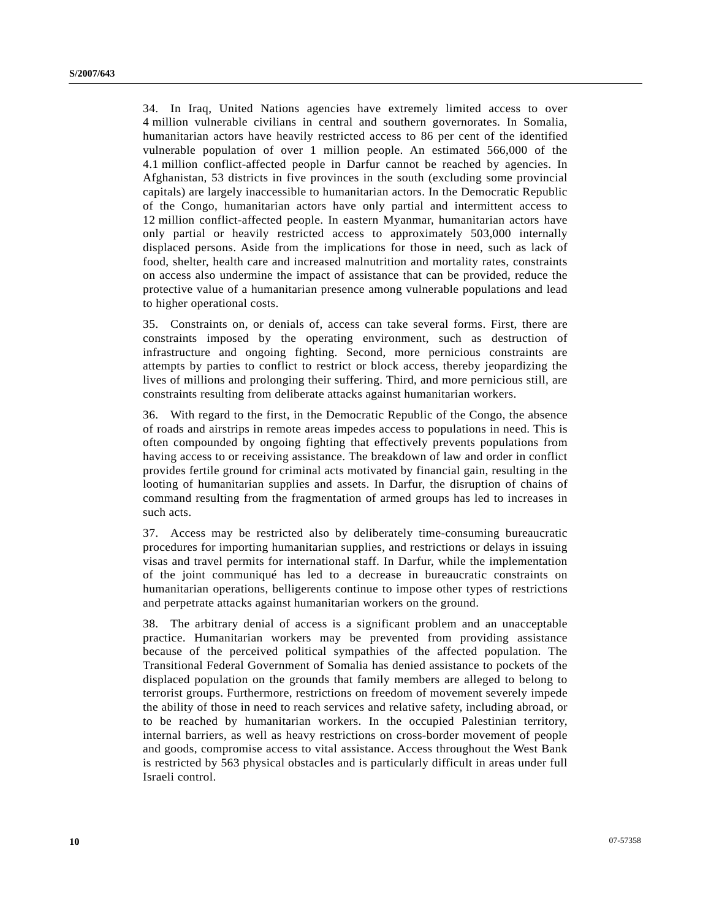34. In Iraq, United Nations agencies have extremely limited access to over 4 million vulnerable civilians in central and southern governorates. In Somalia, humanitarian actors have heavily restricted access to 86 per cent of the identified vulnerable population of over 1 million people. An estimated 566,000 of the 4.1 million conflict-affected people in Darfur cannot be reached by agencies. In Afghanistan, 53 districts in five provinces in the south (excluding some provincial capitals) are largely inaccessible to humanitarian actors. In the Democratic Republic of the Congo, humanitarian actors have only partial and intermittent access to 12 million conflict-affected people. In eastern Myanmar, humanitarian actors have only partial or heavily restricted access to approximately 503,000 internally displaced persons. Aside from the implications for those in need, such as lack of food, shelter, health care and increased malnutrition and mortality rates, constraints on access also undermine the impact of assistance that can be provided, reduce the protective value of a humanitarian presence among vulnerable populations and lead to higher operational costs.

35. Constraints on, or denials of, access can take several forms. First, there are constraints imposed by the operating environment, such as destruction of infrastructure and ongoing fighting. Second, more pernicious constraints are attempts by parties to conflict to restrict or block access, thereby jeopardizing the lives of millions and prolonging their suffering. Third, and more pernicious still, are constraints resulting from deliberate attacks against humanitarian workers.

36. With regard to the first, in the Democratic Republic of the Congo, the absence of roads and airstrips in remote areas impedes access to populations in need. This is often compounded by ongoing fighting that effectively prevents populations from having access to or receiving assistance. The breakdown of law and order in conflict provides fertile ground for criminal acts motivated by financial gain, resulting in the looting of humanitarian supplies and assets. In Darfur, the disruption of chains of command resulting from the fragmentation of armed groups has led to increases in such acts.

37. Access may be restricted also by deliberately time-consuming bureaucratic procedures for importing humanitarian supplies, and restrictions or delays in issuing visas and travel permits for international staff. In Darfur, while the implementation of the joint communiqué has led to a decrease in bureaucratic constraints on humanitarian operations, belligerents continue to impose other types of restrictions and perpetrate attacks against humanitarian workers on the ground.

38. The arbitrary denial of access is a significant problem and an unacceptable practice. Humanitarian workers may be prevented from providing assistance because of the perceived political sympathies of the affected population. The Transitional Federal Government of Somalia has denied assistance to pockets of the displaced population on the grounds that family members are alleged to belong to terrorist groups. Furthermore, restrictions on freedom of movement severely impede the ability of those in need to reach services and relative safety, including abroad, or to be reached by humanitarian workers. In the occupied Palestinian territory, internal barriers, as well as heavy restrictions on cross-border movement of people and goods, compromise access to vital assistance. Access throughout the West Bank is restricted by 563 physical obstacles and is particularly difficult in areas under full Israeli control.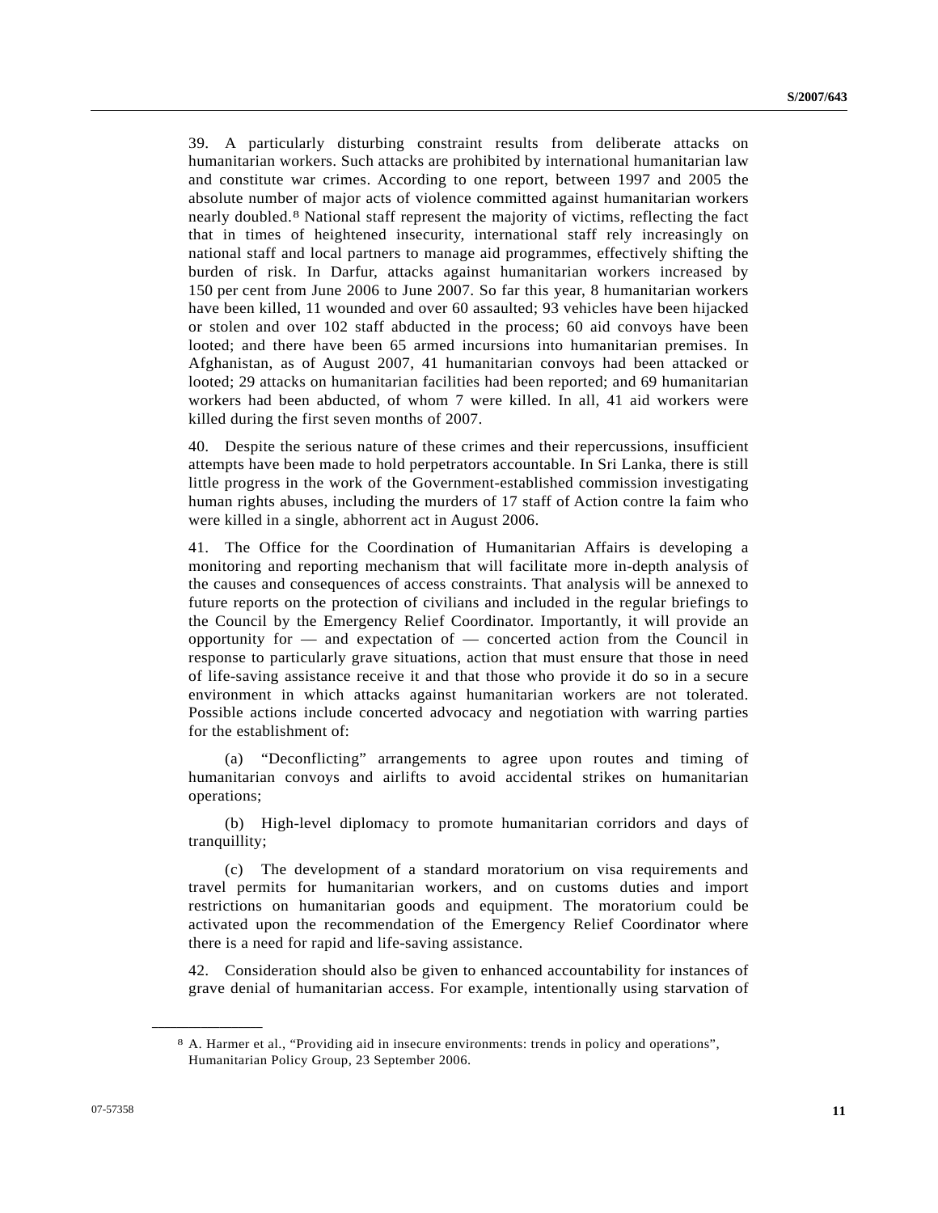39. A particularly disturbing constraint results from deliberate attacks on humanitarian workers. Such attacks are prohibited by international humanitarian law and constitute war crimes. According to one report, between 1997 and 2005 the absolute number of major acts of violence committed against humanitarian workers nearly doubled.[8] National staff represent the majority of victims, reflecting the fact that in times of heightened insecurity, international staff rely increasingly on national staff and local partners to manage aid programmes, effectively shifting the burden of risk. In Darfur, attacks against humanitarian workers increased by 150 per cent from June 2006 to June 2007. So far this year, 8 humanitarian workers have been killed, 11 wounded and over 60 assaulted; 93 vehicles have been hijacked or stolen and over 102 staff abducted in the process; 60 aid convoys have been looted; and there have been 65 armed incursions into humanitarian premises. In Afghanistan, as of August 2007, 41 humanitarian convoys had been attacked or looted; 29 attacks on humanitarian facilities had been reported; and 69 humanitarian workers had been abducted, of whom 7 were killed. In all, 41 aid workers were killed during the first seven months of 2007.

40. Despite the serious nature of these crimes and their repercussions, insufficient attempts have been made to hold perpetrators accountable. In Sri Lanka, there is still little progress in the work of the Government-established commission investigating human rights abuses, including the murders of 17 staff of Action contre la faim who were killed in a single, abhorrent act in August 2006.

41. The Office for the Coordination of Humanitarian Affairs is developing a monitoring and reporting mechanism that will facilitate more in-depth analysis of the causes and consequences of access constraints. That analysis will be annexed to future reports on the protection of civilians and included in the regular briefings to the Council by the Emergency Relief Coordinator. Importantly, it will provide an opportunity for — and expectation of — concerted action from the Council in response to particularly grave situations, action that must ensure that those in need of life-saving assistance receive it and that those who provide it do so in a secure environment in which attacks against humanitarian workers are not tolerated. Possible actions include concerted advocacy and negotiation with warring parties for the establishment of:

(a) "Deconflicting" arrangements to agree upon routes and timing of humanitarian convoys and airlifts to avoid accidental strikes on humanitarian operations;

(b) High-level diplomacy to promote humanitarian corridors and days of tranquillity;

(c) The development of a standard moratorium on visa requirements and travel permits for humanitarian workers, and on customs duties and import restrictions on humanitarian goods and equipment. The moratorium could be activated upon the recommendation of the Emergency Relief Coordinator where there is a need for rapid and life-saving assistance.

42. Consideration should also be given to enhanced accountability for instances of grave denial of humanitarian access. For example, intentionally using starvation of

[8] A. Harmer et al., "Providing aid in insecure environments: trends in policy and operations", Humanitarian Policy Group, 23 September 2006.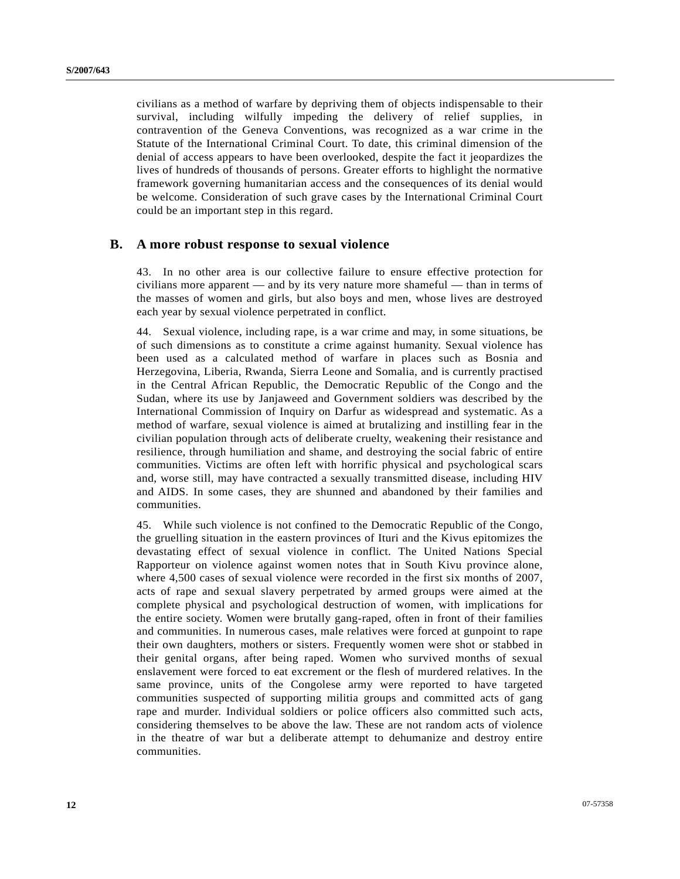civilians as a method of warfare by depriving them of objects indispensable to their survival, including wilfully impeding the delivery of relief supplies, in contravention of the Geneva Conventions, was recognized as a war crime in the Statute of the International Criminal Court. To date, this criminal dimension of the denial of access appears to have been overlooked, despite the fact it jeopardizes the lives of hundreds of thousands of persons. Greater efforts to highlight the normative framework governing humanitarian access and the consequences of its denial would be welcome. Consideration of such grave cases by the International Criminal Court could be an important step in this regard.

## B. A more robust response to sexual violence

43. In no other area is our collective failure to ensure effective protection for civilians more apparent — and by its very nature more shameful — than in terms of the masses of women and girls, but also boys and men, whose lives are destroyed each year by sexual violence perpetrated in conflict.

44. Sexual violence, including rape, is a war crime and may, in some situations, be of such dimensions as to constitute a crime against humanity. Sexual violence has been used as a calculated method of warfare in places such as Bosnia and Herzegovina, Liberia, Rwanda, Sierra Leone and Somalia, and is currently practised in the Central African Republic, the Democratic Republic of the Congo and the Sudan, where its use by Janjaweed and Government soldiers was described by the International Commission of Inquiry on Darfur as widespread and systematic. As a method of warfare, sexual violence is aimed at brutalizing and instilling fear in the civilian population through acts of deliberate cruelty, weakening their resistance and resilience, through humiliation and shame, and destroying the social fabric of entire communities. Victims are often left with horrific physical and psychological scars and, worse still, may have contracted a sexually transmitted disease, including HIV and AIDS. In some cases, they are shunned and abandoned by their families and communities.

45. While such violence is not confined to the Democratic Republic of the Congo, the gruelling situation in the eastern provinces of Ituri and the Kivus epitomizes the devastating effect of sexual violence in conflict. The United Nations Special Rapporteur on violence against women notes that in South Kivu province alone, where 4,500 cases of sexual violence were recorded in the first six months of 2007, acts of rape and sexual slavery perpetrated by armed groups were aimed at the complete physical and psychological destruction of women, with implications for the entire society. Women were brutally gang-raped, often in front of their families and communities. In numerous cases, male relatives were forced at gunpoint to rape their own daughters, mothers or sisters. Frequently women were shot or stabbed in their genital organs, after being raped. Women who survived months of sexual enslavement were forced to eat excrement or the flesh of murdered relatives. In the same province, units of the Congolese army were reported to have targeted communities suspected of supporting militia groups and committed acts of gang rape and murder. Individual soldiers or police officers also committed such acts, considering themselves to be above the law. These are not random acts of violence in the theatre of war but a deliberate attempt to dehumanize and destroy entire communities.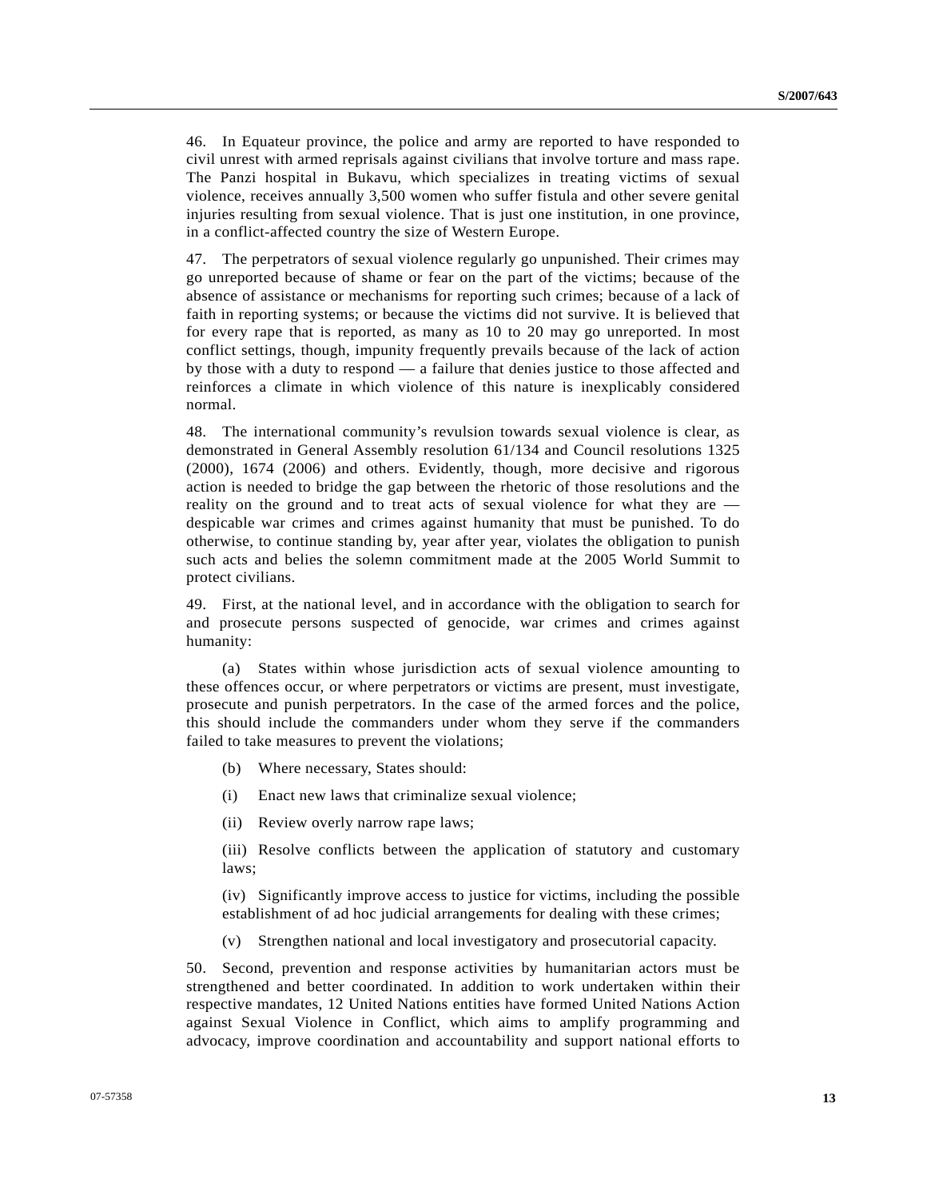46. In Equateur province, the police and army are reported to have responded to civil unrest with armed reprisals against civilians that involve torture and mass rape. The Panzi hospital in Bukavu, which specializes in treating victims of sexual violence, receives annually 3,500 women who suffer fistula and other severe genital injuries resulting from sexual violence. That is just one institution, in one province, in a conflict-affected country the size of Western Europe.

47. The perpetrators of sexual violence regularly go unpunished. Their crimes may go unreported because of shame or fear on the part of the victims; because of the absence of assistance or mechanisms for reporting such crimes; because of a lack of faith in reporting systems; or because the victims did not survive. It is believed that for every rape that is reported, as many as 10 to 20 may go unreported. In most conflict settings, though, impunity frequently prevails because of the lack of action by those with a duty to respond — a failure that denies justice to those affected and reinforces a climate in which violence of this nature is inexplicably considered normal.

48. The international community's revulsion towards sexual violence is clear, as demonstrated in General Assembly resolution 61/134 and Council resolutions 1325 (2000), 1674 (2006) and others. Evidently, though, more decisive and rigorous action is needed to bridge the gap between the rhetoric of those resolutions and the reality on the ground and to treat acts of sexual violence for what they are — despicable war crimes and crimes against humanity that must be punished. To do otherwise, to continue standing by, year after year, violates the obligation to punish such acts and belies the solemn commitment made at the 2005 World Summit to protect civilians.

49. First, at the national level, and in accordance with the obligation to search for and prosecute persons suspected of genocide, war crimes and crimes against humanity:

(a) States within whose jurisdiction acts of sexual violence amounting to these offences occur, or where perpetrators or victims are present, must investigate, prosecute and punish perpetrators. In the case of the armed forces and the police, this should include the commanders under whom they serve if the commanders failed to take measures to prevent the violations;

(b) Where necessary, States should:

(i) Enact new laws that criminalize sexual violence;

(ii) Review overly narrow rape laws;

(iii) Resolve conflicts between the application of statutory and customary laws;

(iv) Significantly improve access to justice for victims, including the possible establishment of ad hoc judicial arrangements for dealing with these crimes;

(v) Strengthen national and local investigatory and prosecutorial capacity.

50. Second, prevention and response activities by humanitarian actors must be strengthened and better coordinated. In addition to work undertaken within their respective mandates, 12 United Nations entities have formed United Nations Action against Sexual Violence in Conflict, which aims to amplify programming and advocacy, improve coordination and accountability and support national efforts to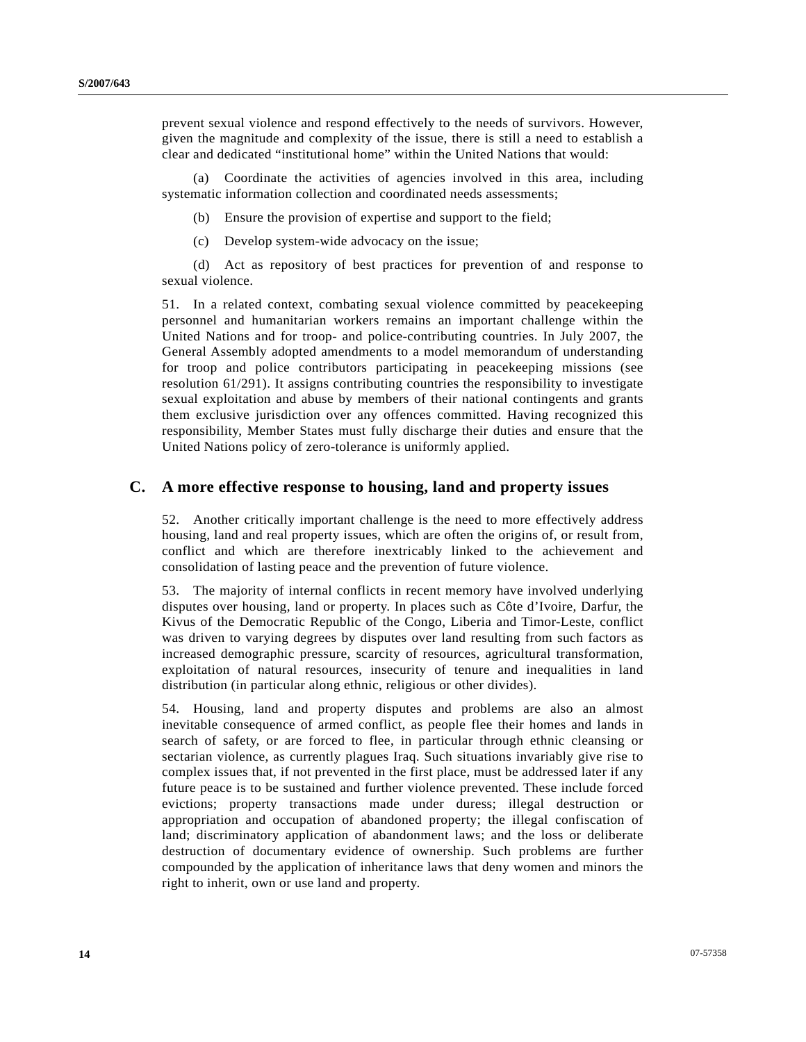prevent sexual violence and respond effectively to the needs of survivors. However, given the magnitude and complexity of the issue, there is still a need to establish a clear and dedicated “institutional home” within the United Nations that would:

(a) Coordinate the activities of agencies involved in this area, including systematic information collection and coordinated needs assessments;

(b) Ensure the provision of expertise and support to the field;

(c) Develop system-wide advocacy on the issue;

(d) Act as repository of best practices for prevention of and response to sexual violence.

51. In a related context, combating sexual violence committed by peacekeeping personnel and humanitarian workers remains an important challenge within the United Nations and for troop- and police-contributing countries. In July 2007, the General Assembly adopted amendments to a model memorandum of understanding for troop and police contributors participating in peacekeeping missions (see resolution 61/291). It assigns contributing countries the responsibility to investigate sexual exploitation and abuse by members of their national contingents and grants them exclusive jurisdiction over any offences committed. Having recognized this responsibility, Member States must fully discharge their duties and ensure that the United Nations policy of zero-tolerance is uniformly applied.

## C. A more effective response to housing, land and property issues

52. Another critically important challenge is the need to more effectively address housing, land and real property issues, which are often the origins of, or result from, conflict and which are therefore inextricably linked to the achievement and consolidation of lasting peace and the prevention of future violence.

53. The majority of internal conflicts in recent memory have involved underlying disputes over housing, land or property. In places such as Côte d’Ivoire, Darfur, the Kivus of the Democratic Republic of the Congo, Liberia and Timor-Leste, conflict was driven to varying degrees by disputes over land resulting from such factors as increased demographic pressure, scarcity of resources, agricultural transformation, exploitation of natural resources, insecurity of tenure and inequalities in land distribution (in particular along ethnic, religious or other divides).

54. Housing, land and property disputes and problems are also an almost inevitable consequence of armed conflict, as people flee their homes and lands in search of safety, or are forced to flee, in particular through ethnic cleansing or sectarian violence, as currently plagues Iraq. Such situations invariably give rise to complex issues that, if not prevented in the first place, must be addressed later if any future peace is to be sustained and further violence prevented. These include forced evictions; property transactions made under duress; illegal destruction or appropriation and occupation of abandoned property; the illegal confiscation of land; discriminatory application of abandonment laws; and the loss or deliberate destruction of documentary evidence of ownership. Such problems are further compounded by the application of inheritance laws that deny women and minors the right to inherit, own or use land and property.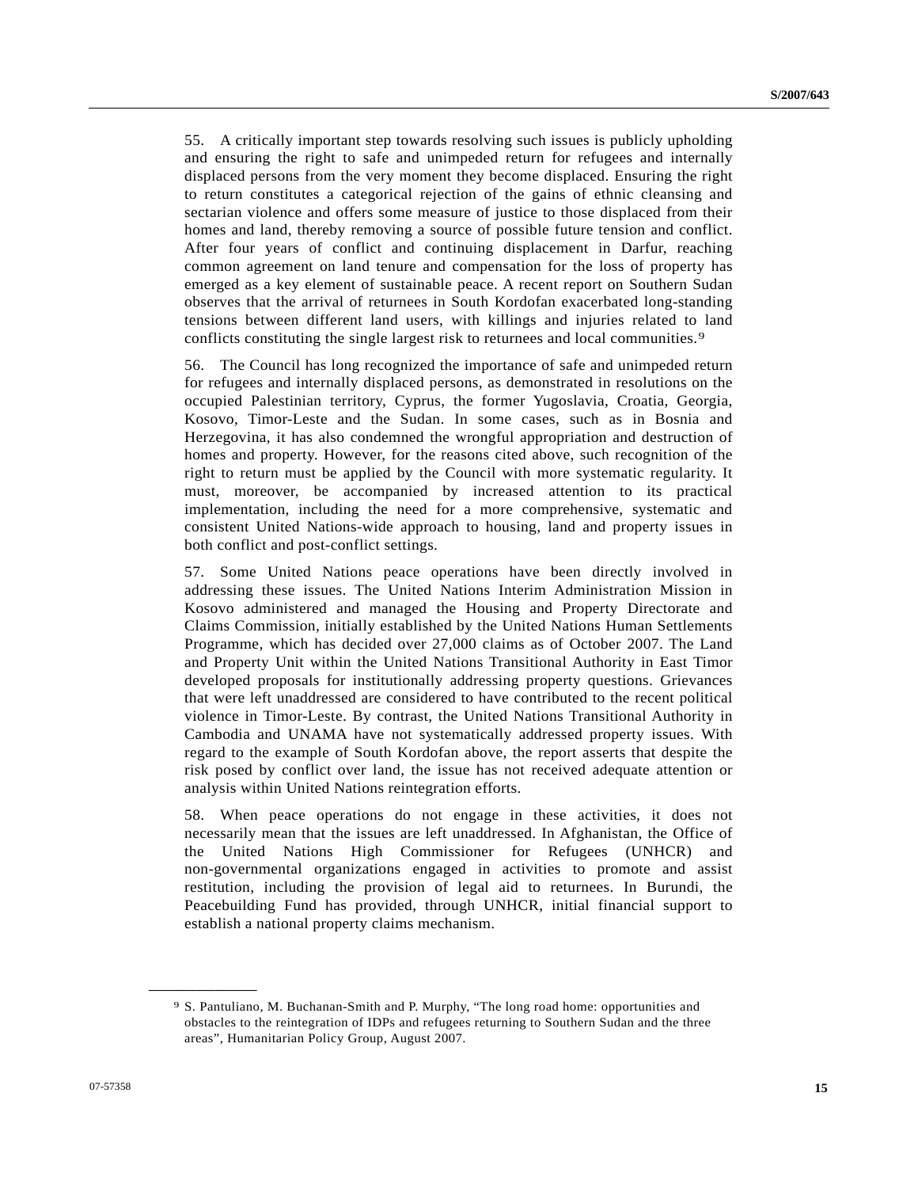55. A critically important step towards resolving such issues is publicly upholding and ensuring the right to safe and unimpeded return for refugees and internally displaced persons from the very moment they become displaced. Ensuring the right to return constitutes a categorical rejection of the gains of ethnic cleansing and sectarian violence and offers some measure of justice to those displaced from their homes and land, thereby removing a source of possible future tension and conflict. After four years of conflict and continuing displacement in Darfur, reaching common agreement on land tenure and compensation for the loss of property has emerged as a key element of sustainable peace. A recent report on Southern Sudan observes that the arrival of returnees in South Kordofan exacerbated long-standing tensions between different land users, with killings and injuries related to land conflicts constituting the single largest risk to returnees and local communities.[9]

56. The Council has long recognized the importance of safe and unimpeded return for refugees and internally displaced persons, as demonstrated in resolutions on the occupied Palestinian territory, Cyprus, the former Yugoslavia, Croatia, Georgia, Kosovo, Timor-Leste and the Sudan. In some cases, such as in Bosnia and Herzegovina, it has also condemned the wrongful appropriation and destruction of homes and property. However, for the reasons cited above, such recognition of the right to return must be applied by the Council with more systematic regularity. It must, moreover, be accompanied by increased attention to its practical implementation, including the need for a more comprehensive, systematic and consistent United Nations-wide approach to housing, land and property issues in both conflict and post-conflict settings.

57. Some United Nations peace operations have been directly involved in addressing these issues. The United Nations Interim Administration Mission in Kosovo administered and managed the Housing and Property Directorate and Claims Commission, initially established by the United Nations Human Settlements Programme, which has decided over 27,000 claims as of October 2007. The Land and Property Unit within the United Nations Transitional Authority in East Timor developed proposals for institutionally addressing property questions. Grievances that were left unaddressed are considered to have contributed to the recent political violence in Timor-Leste. By contrast, the United Nations Transitional Authority in Cambodia and UNAMA have not systematically addressed property issues. With regard to the example of South Kordofan above, the report asserts that despite the risk posed by conflict over land, the issue has not received adequate attention or analysis within United Nations reintegration efforts.

58. When peace operations do not engage in these activities, it does not necessarily mean that the issues are left unaddressed. In Afghanistan, the Office of the United Nations High Commissioner for Refugees (UNHCR) and non-governmental organizations engaged in activities to promote and assist restitution, including the provision of legal aid to returnees. In Burundi, the Peacebuilding Fund has provided, through UNHCR, initial financial support to establish a national property claims mechanism.

---

[9] S. Pantuliano, M. Buchanan-Smith and P. Murphy, "The long road home: opportunities and obstacles to the reintegration of IDPs and refugees returning to Southern Sudan and the three areas", Humanitarian Policy Group, August 2007.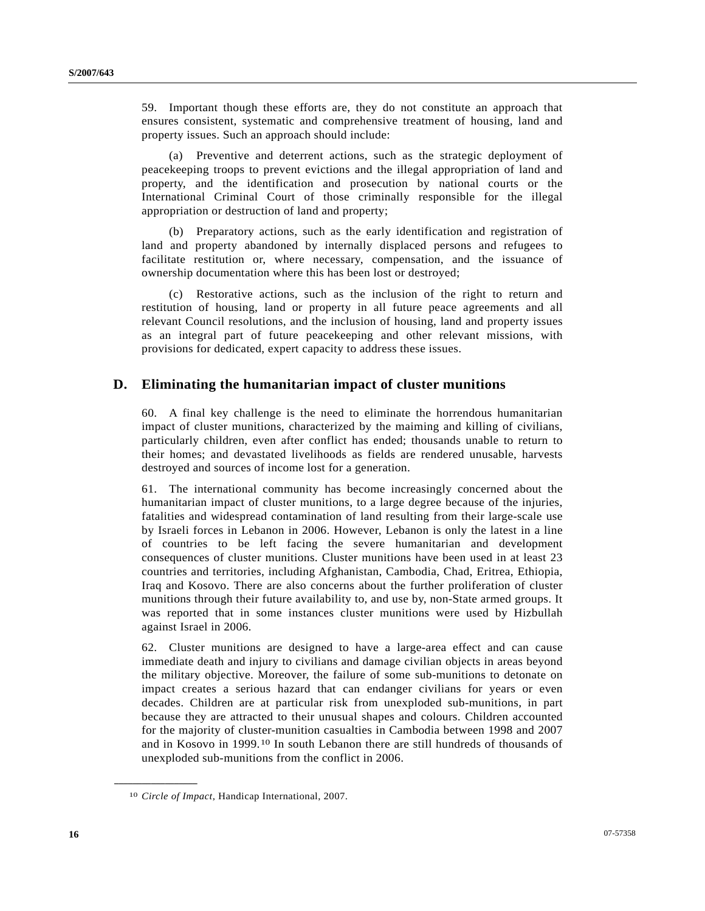59. Important though these efforts are, they do not constitute an approach that ensures consistent, systematic and comprehensive treatment of housing, land and property issues. Such an approach should include:

(a) Preventive and deterrent actions, such as the strategic deployment of peacekeeping troops to prevent evictions and the illegal appropriation of land and property, and the identification and prosecution by national courts or the International Criminal Court of those criminally responsible for the illegal appropriation or destruction of land and property;

(b) Preparatory actions, such as the early identification and registration of land and property abandoned by internally displaced persons and refugees to facilitate restitution or, where necessary, compensation, and the issuance of ownership documentation where this has been lost or destroyed;

(c) Restorative actions, such as the inclusion of the right to return and restitution of housing, land or property in all future peace agreements and all relevant Council resolutions, and the inclusion of housing, land and property issues as an integral part of future peacekeeping and other relevant missions, with provisions for dedicated, expert capacity to address these issues.

## D. Eliminating the humanitarian impact of cluster munitions

60. A final key challenge is the need to eliminate the horrendous humanitarian impact of cluster munitions, characterized by the maiming and killing of civilians, particularly children, even after conflict has ended; thousands unable to return to their homes; and devastated livelihoods as fields are rendered unusable, harvests destroyed and sources of income lost for a generation.

61. The international community has become increasingly concerned about the humanitarian impact of cluster munitions, to a large degree because of the injuries, fatalities and widespread contamination of land resulting from their large-scale use by Israeli forces in Lebanon in 2006. However, Lebanon is only the latest in a line of countries to be left facing the severe humanitarian and development consequences of cluster munitions. Cluster munitions have been used in at least 23 countries and territories, including Afghanistan, Cambodia, Chad, Eritrea, Ethiopia, Iraq and Kosovo. There are also concerns about the further proliferation of cluster munitions through their future availability to, and use by, non-State armed groups. It was reported that in some instances cluster munitions were used by Hizbullah against Israel in 2006.

62. Cluster munitions are designed to have a large-area effect and can cause immediate death and injury to civilians and damage civilian objects in areas beyond the military objective. Moreover, the failure of some sub-munitions to detonate on impact creates a serious hazard that can endanger civilians for years or even decades. Children are at particular risk from unexploded sub-munitions, in part because they are attracted to their unusual shapes and colours. Children accounted for the majority of cluster-munition casualties in Cambodia between 1998 and 2007 and in Kosovo in 1999.[10] In south Lebanon there are still hundreds of thousands of unexploded sub-munitions from the conflict in 2006.

---

[10] *Circle of Impact*, Handicap International, 2007.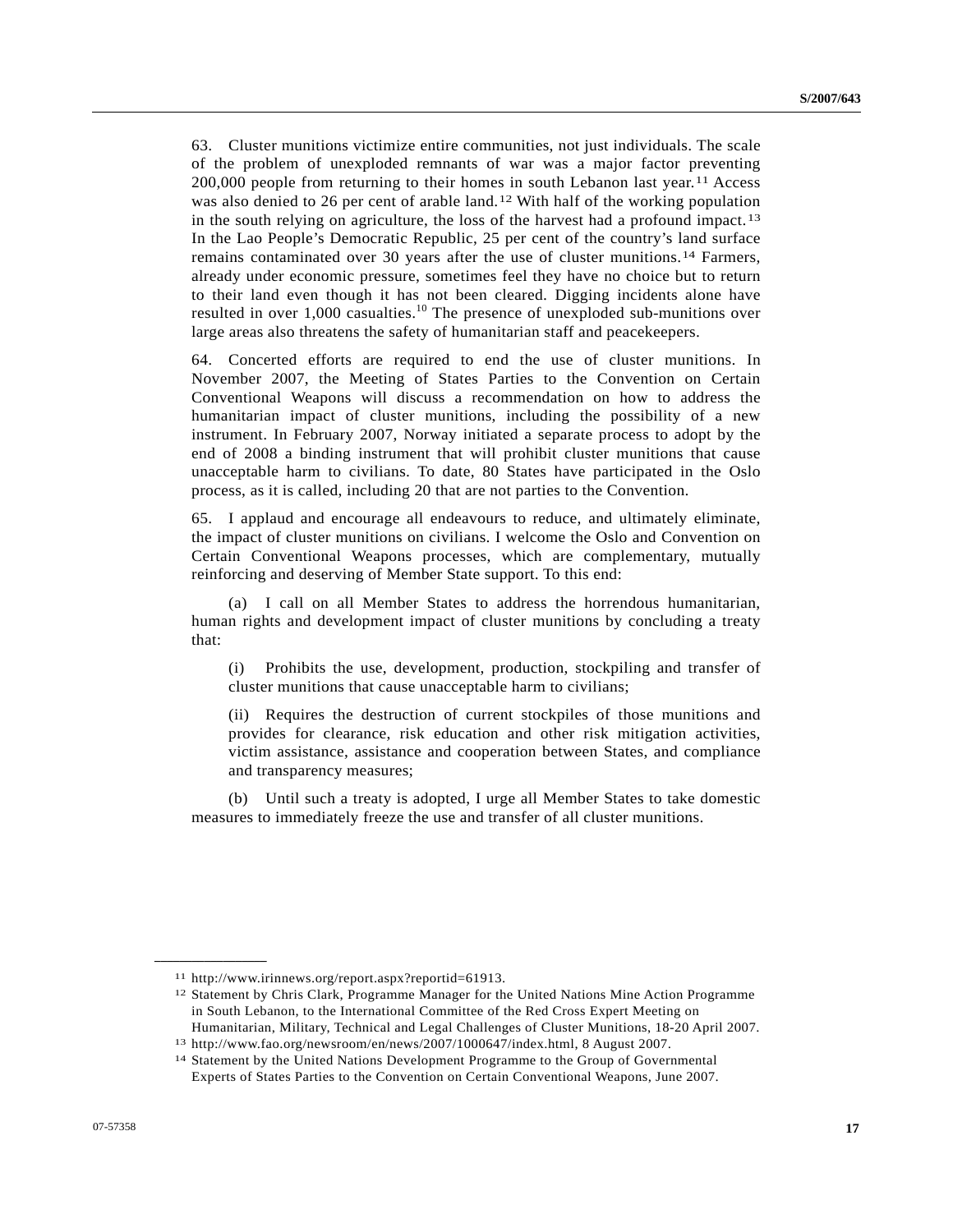63. Cluster munitions victimize entire communities, not just individuals. The scale of the problem of unexploded remnants of war was a major factor preventing 200,000 people from returning to their homes in south Lebanon last year.[11] Access was also denied to 26 per cent of arable land.[12] With half of the working population in the south relying on agriculture, the loss of the harvest had a profound impact.[13] In the Lao People's Democratic Republic, 25 per cent of the country's land surface remains contaminated over 30 years after the use of cluster munitions.[14] Farmers, already under economic pressure, sometimes feel they have no choice but to return to their land even though it has not been cleared. Digging incidents alone have resulted in over 1,000 casualties.[10] The presence of unexploded sub-munitions over large areas also threatens the safety of humanitarian staff and peacekeepers.

64. Concerted efforts are required to end the use of cluster munitions. In November 2007, the Meeting of States Parties to the Convention on Certain Conventional Weapons will discuss a recommendation on how to address the humanitarian impact of cluster munitions, including the possibility of a new instrument. In February 2007, Norway initiated a separate process to adopt by the end of 2008 a binding instrument that will prohibit cluster munitions that cause unacceptable harm to civilians. To date, 80 States have participated in the Oslo process, as it is called, including 20 that are not parties to the Convention.

65. I applaud and encourage all endeavours to reduce, and ultimately eliminate, the impact of cluster munitions on civilians. I welcome the Oslo and Convention on Certain Conventional Weapons processes, which are complementary, mutually reinforcing and deserving of Member State support. To this end:

(a) I call on all Member States to address the horrendous humanitarian, human rights and development impact of cluster munitions by concluding a treaty that:

(i) Prohibits the use, development, production, stockpiling and transfer of cluster munitions that cause unacceptable harm to civilians;

(ii) Requires the destruction of current stockpiles of those munitions and provides for clearance, risk education and other risk mitigation activities, victim assistance, assistance and cooperation between States, and compliance and transparency measures;

(b) Until such a treaty is adopted, I urge all Member States to take domestic measures to immediately freeze the use and transfer of all cluster munitions.

---

[11] http://www.irinnews.org/report.aspx?reportid=61913.

[12] Statement by Chris Clark, Programme Manager for the United Nations Mine Action Programme in South Lebanon, to the International Committee of the Red Cross Expert Meeting on Humanitarian, Military, Technical and Legal Challenges of Cluster Munitions, 18-20 April 2007.

[13] http://www.fao.org/newsroom/en/news/2007/1000647/index.html, 8 August 2007.

[14] Statement by the United Nations Development Programme to the Group of Governmental Experts of States Parties to the Convention on Certain Conventional Weapons, June 2007.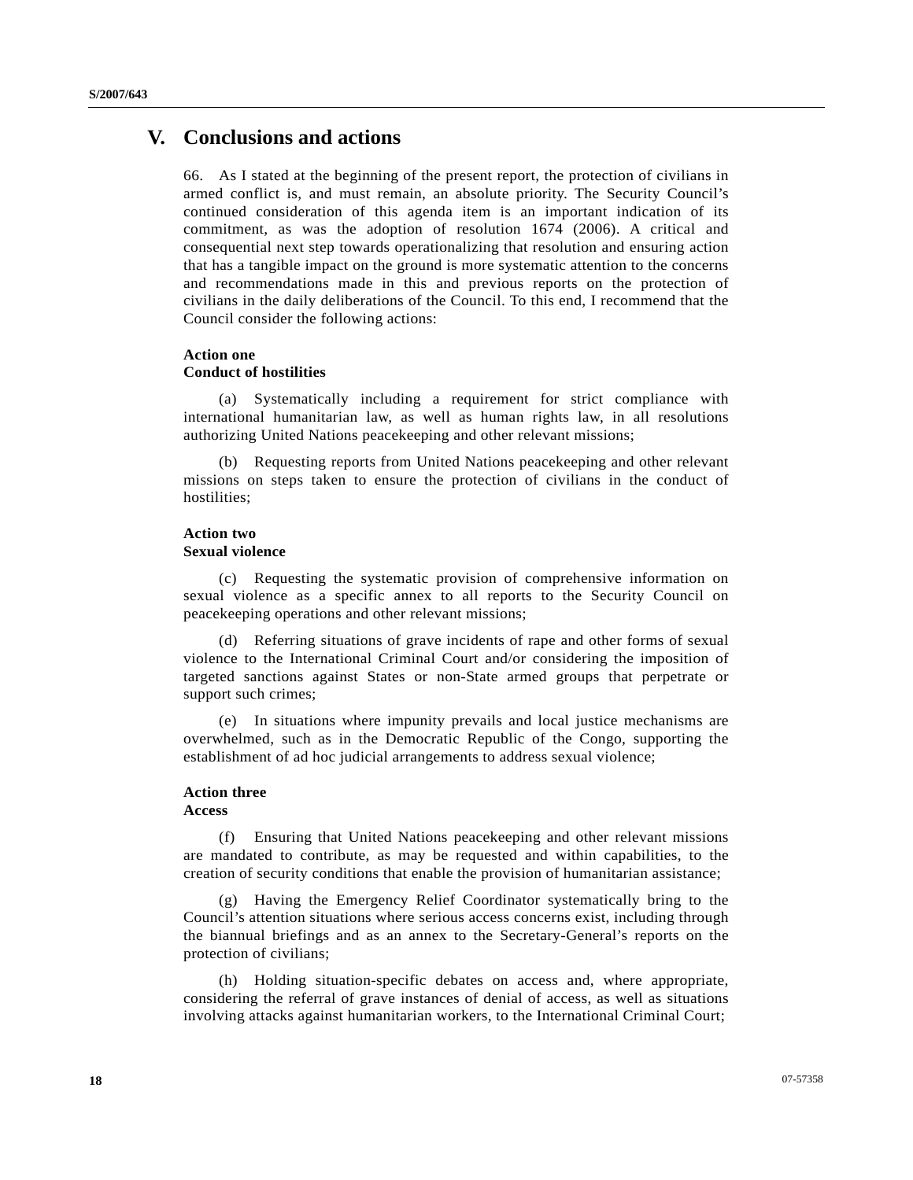## V. Conclusions and actions

66. As I stated at the beginning of the present report, the protection of civilians in armed conflict is, and must remain, an absolute priority. The Security Council's continued consideration of this agenda item is an important indication of its commitment, as was the adoption of resolution 1674 (2006). A critical and consequential next step towards operationalizing that resolution and ensuring action that has a tangible impact on the ground is more systematic attention to the concerns and recommendations made in this and previous reports on the protection of civilians in the daily deliberations of the Council. To this end, I recommend that the Council consider the following actions:

**Action one**
**Conduct of hostilities**

(a) Systematically including a requirement for strict compliance with international humanitarian law, as well as human rights law, in all resolutions authorizing United Nations peacekeeping and other relevant missions;

(b) Requesting reports from United Nations peacekeeping and other relevant missions on steps taken to ensure the protection of civilians in the conduct of hostilities;

**Action two**
**Sexual violence**

(c) Requesting the systematic provision of comprehensive information on sexual violence as a specific annex to all reports to the Security Council on peacekeeping operations and other relevant missions;

(d) Referring situations of grave incidents of rape and other forms of sexual violence to the International Criminal Court and/or considering the imposition of targeted sanctions against States or non-State armed groups that perpetrate or support such crimes;

(e) In situations where impunity prevails and local justice mechanisms are overwhelmed, such as in the Democratic Republic of the Congo, supporting the establishment of ad hoc judicial arrangements to address sexual violence;

**Action three**
**Access**

(f) Ensuring that United Nations peacekeeping and other relevant missions are mandated to contribute, as may be requested and within capabilities, to the creation of security conditions that enable the provision of humanitarian assistance;

(g) Having the Emergency Relief Coordinator systematically bring to the Council's attention situations where serious access concerns exist, including through the biannual briefings and as an annex to the Secretary-General's reports on the protection of civilians;

(h) Holding situation-specific debates on access and, where appropriate, considering the referral of grave instances of denial of access, as well as situations involving attacks against humanitarian workers, to the International Criminal Court;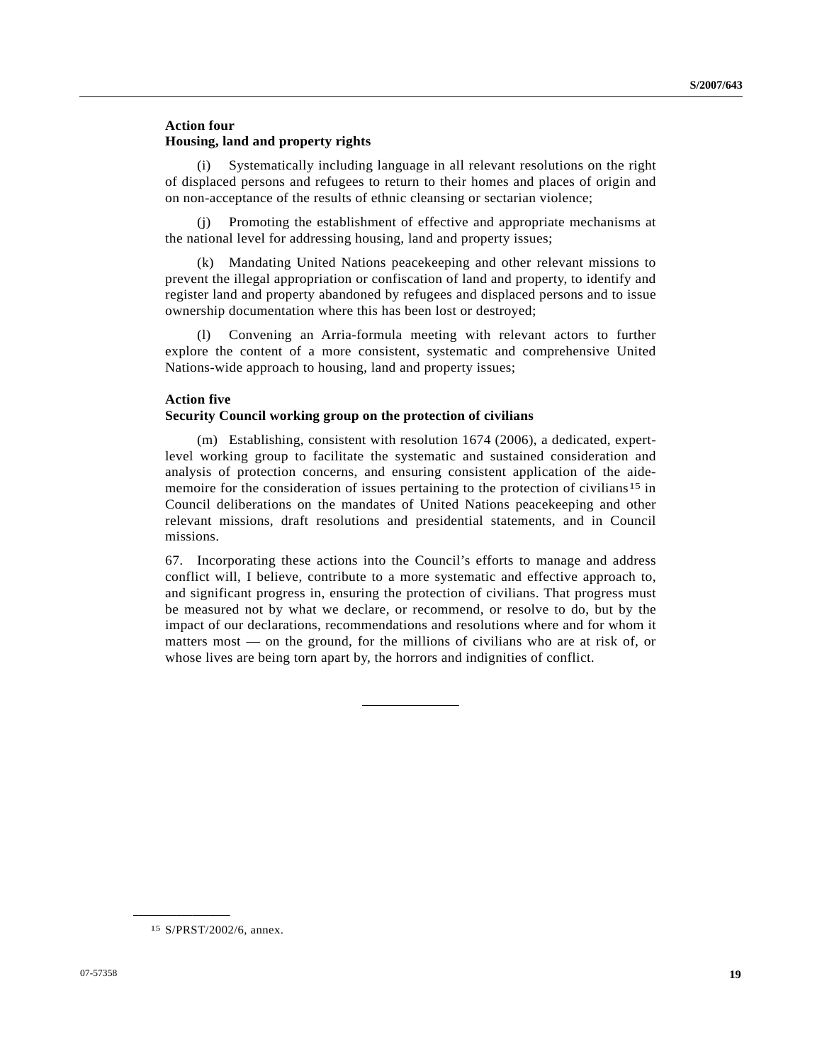**Action four**
**Housing, land and property rights**

(i) Systematically including language in all relevant resolutions on the right of displaced persons and refugees to return to their homes and places of origin and on non-acceptance of the results of ethnic cleansing or sectarian violence;

(j) Promoting the establishment of effective and appropriate mechanisms at the national level for addressing housing, land and property issues;

(k) Mandating United Nations peacekeeping and other relevant missions to prevent the illegal appropriation or confiscation of land and property, to identify and register land and property abandoned by refugees and displaced persons and to issue ownership documentation where this has been lost or destroyed;

(l) Convening an Arria-formula meeting with relevant actors to further explore the content of a more consistent, systematic and comprehensive United Nations-wide approach to housing, land and property issues;

**Action five**
**Security Council working group on the protection of civilians**

(m) Establishing, consistent with resolution 1674 (2006), a dedicated, expert-level working group to facilitate the systematic and sustained consideration and analysis of protection concerns, and ensuring consistent application of the aide-memoire for the consideration of issues pertaining to the protection of civilians[15] in Council deliberations on the mandates of United Nations peacekeeping and other relevant missions, draft resolutions and presidential statements, and in Council missions.

67. Incorporating these actions into the Council's efforts to manage and address conflict will, I believe, contribute to a more systematic and effective approach to, and significant progress in, ensuring the protection of civilians. That progress must be measured not by what we declare, or recommend, or resolve to do, but by the impact of our declarations, recommendations and resolutions where and for whom it matters most — on the ground, for the millions of civilians who are at risk of, or whose lives are being torn apart by, the horrors and indignities of conflict.

---

[15] S/PRST/2002/6, annex.